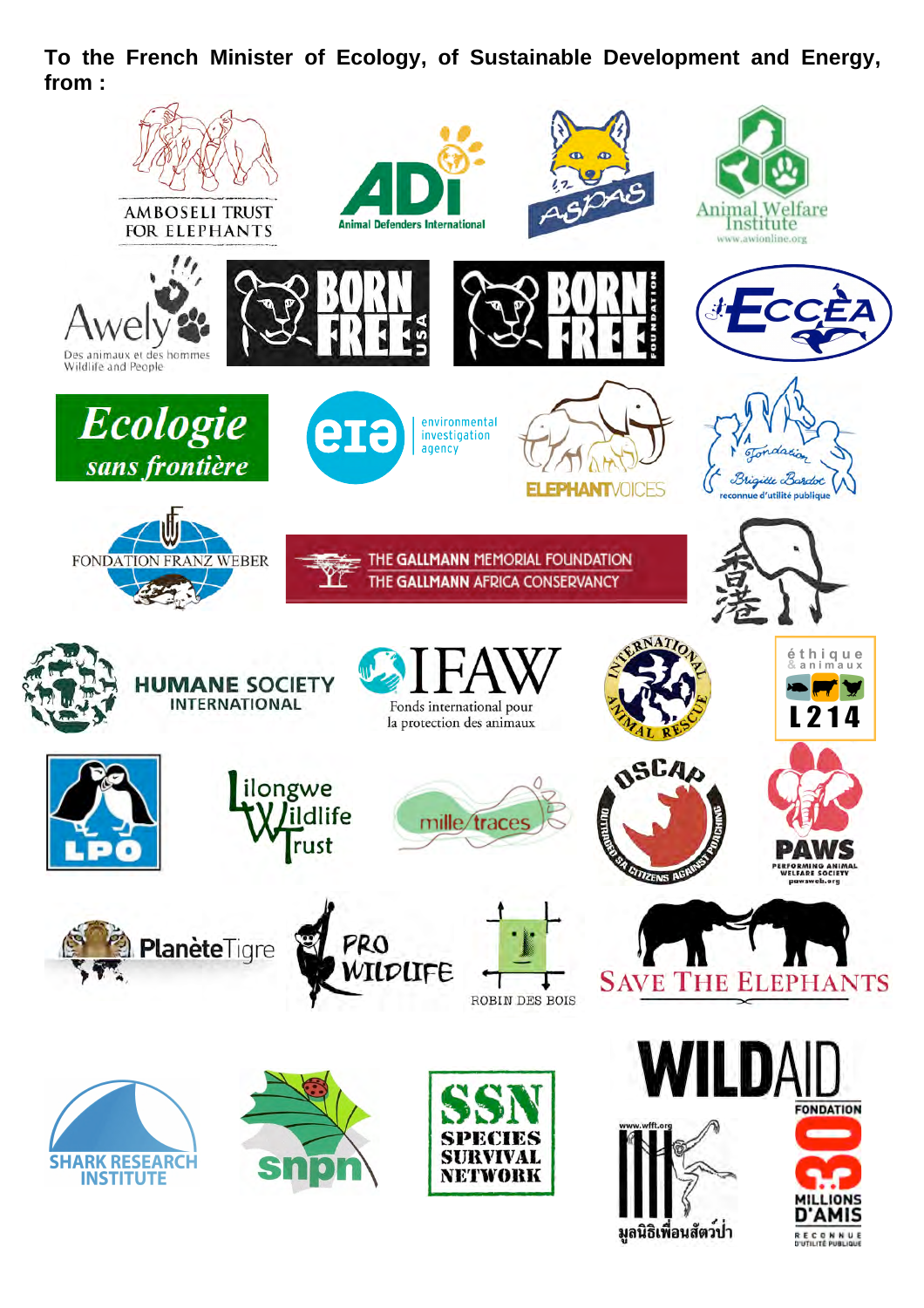**To the French Minister of Ecology, of Sustainable Development and Energy, from :**

AMBOSELI TRUST FOR ELEPHANTS

ADI Animal Defenders International

ASPAS

Animal Welfare Institute www.awionline.org

Awely Des animaux et des hommes Wildlife and People

BORN FREE USA

BORN FREE FOUNDATION

ECCEA

Ecologie sans frontière

eia environmental investigation agency

ELEPHANTVOICES

Fondation Brigitte Bardot reconnue d'utilité publique

FONDATION FRANZ WEBER

THE GALLMANN MEMORIAL FOUNDATION THE GALLMANN AFRICA CONSERVANCY

香港

HUMANE SOCIETY INTERNATIONAL

IFAW Fonds international pour la protection des animaux

INTERNATIONAL ANIMAL RESCUE

éthique & animaux L214

LPO

Lilongwe Wildlife Trust

mille traces

OSCAP OUTRAGED SA CITIZENS AGAINST POACHING

PAWS PERFORMING ANIMAL WELFARE SOCIETY pawsweb.org

PlanèteTigre

PRO WILDLIFE

ROBIN DES BOIS

SAVE THE ELEPHANTS

SHARK RESEARCH INSTITUTE

snpn

SSN SPECIES SURVIVAL NETWORK

WILDAID

www.wfft.org มูลนิธิเพื่อนสัตว์ป่า

FONDATION 30 MILLIONS D'AMIS RECONNUE D'UTILITÉ PUBLIQUE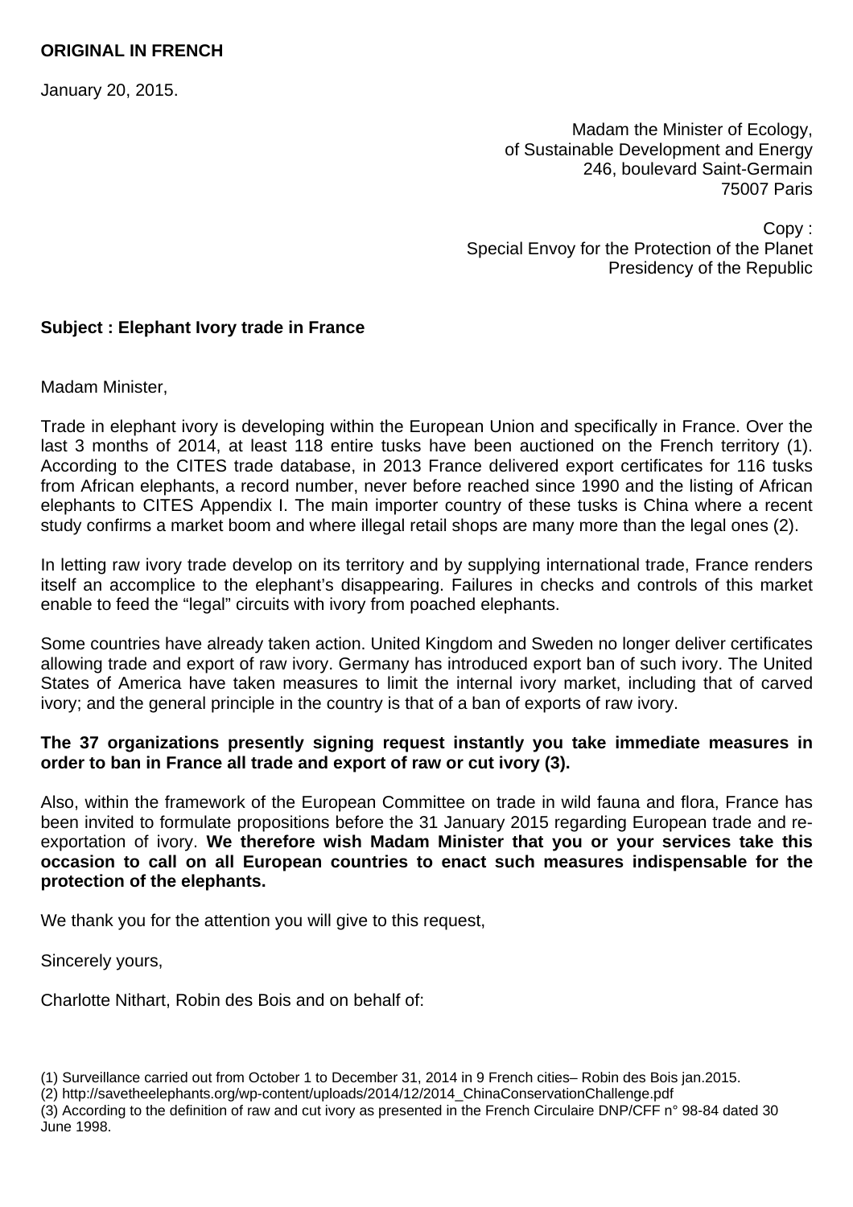**ORIGINAL IN FRENCH**

January 20, 2015.

Madam the Minister of Ecology,
of Sustainable Development and Energy
246, boulevard Saint-Germain
75007 Paris

Copy :
Special Envoy for the Protection of the Planet
Presidency of the Republic

**Subject : Elephant Ivory trade in France**

Madam Minister,

Trade in elephant ivory is developing within the European Union and specifically in France. Over the last 3 months of 2014, at least 118 entire tusks have been auctioned on the French territory (1). According to the CITES trade database, in 2013 France delivered export certificates for 116 tusks from African elephants, a record number, never before reached since 1990 and the listing of African elephants to CITES Appendix I. The main importer country of these tusks is China where a recent study confirms a market boom and where illegal retail shops are many more than the legal ones (2).

In letting raw ivory trade develop on its territory and by supplying international trade, France renders itself an accomplice to the elephant's disappearing. Failures in checks and controls of this market enable to feed the "legal" circuits with ivory from poached elephants.

Some countries have already taken action. United Kingdom and Sweden no longer deliver certificates allowing trade and export of raw ivory. Germany has introduced export ban of such ivory. The United States of America have taken measures to limit the internal ivory market, including that of carved ivory; and the general principle in the country is that of a ban of exports of raw ivory.

**The 37 organizations presently signing request instantly you take immediate measures in order to ban in France all trade and export of raw or cut ivory (3).**

Also, within the framework of the European Committee on trade in wild fauna and flora, France has been invited to formulate propositions before the 31 January 2015 regarding European trade and re-exportation of ivory. **We therefore wish Madam Minister that you or your services take this occasion to call on all European countries to enact such measures indispensable for the protection of the elephants.**

We thank you for the attention you will give to this request,

Sincerely yours,

Charlotte Nithart, Robin des Bois and on behalf of:

(1) Surveillance carried out from October 1 to December 31, 2014 in 9 French cities– Robin des Bois jan.2015.

(2) http://savetheelephants.org/wp-content/uploads/2014/12/2014_ChinaConservationChallenge.pdf

(3) According to the definition of raw and cut ivory as presented in the French Circulaire DNP/CFF n° 98-84 dated 30 June 1998.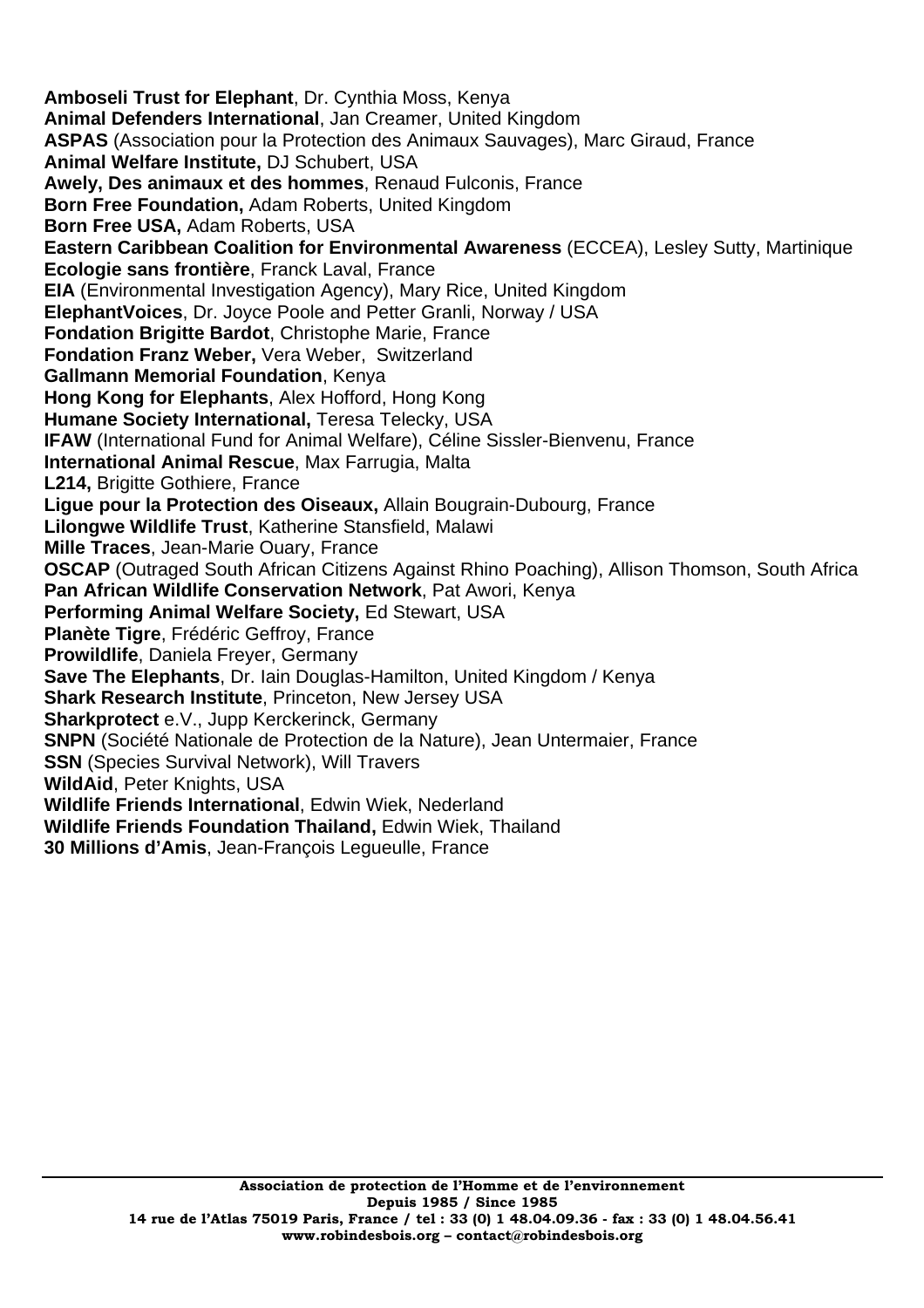**Amboseli Trust for Elephant**, Dr. Cynthia Moss, Kenya

**Animal Defenders International**, Jan Creamer, United Kingdom

**ASPAS** (Association pour la Protection des Animaux Sauvages), Marc Giraud, France

**Animal Welfare Institute,** DJ Schubert, USA

**Awely, Des animaux et des hommes**, Renaud Fulconis, France

**Born Free Foundation,** Adam Roberts, United Kingdom

**Born Free USA,** Adam Roberts, USA

**Eastern Caribbean Coalition for Environmental Awareness** (ECCEA), Lesley Sutty, Martinique

**Ecologie sans frontière**, Franck Laval, France

**EIA** (Environmental Investigation Agency), Mary Rice, United Kingdom

**ElephantVoices**, Dr. Joyce Poole and Petter Granli, Norway / USA

**Fondation Brigitte Bardot**, Christophe Marie, France

**Fondation Franz Weber,** Vera Weber, Switzerland

**Gallmann Memorial Foundation**, Kenya

**Hong Kong for Elephants**, Alex Hofford, Hong Kong

**Humane Society International,** Teresa Telecky, USA

**IFAW** (International Fund for Animal Welfare), Céline Sissler-Bienvenu, France

**International Animal Rescue**, Max Farrugia, Malta

**L214,** Brigitte Gothiere, France

**Ligue pour la Protection des Oiseaux,** Allain Bougrain-Dubourg, France

**Lilongwe Wildlife Trust**, Katherine Stansfield, Malawi

**Mille Traces**, Jean-Marie Ouary, France

**OSCAP** (Outraged South African Citizens Against Rhino Poaching), Allison Thomson, South Africa

**Pan African Wildlife Conservation Network**, Pat Awori, Kenya

**Performing Animal Welfare Society,** Ed Stewart, USA

**Planète Tigre**, Frédéric Geffroy, France

**Prowildlife**, Daniela Freyer, Germany

**Save The Elephants**, Dr. Iain Douglas-Hamilton, United Kingdom / Kenya

**Shark Research Institute**, Princeton, New Jersey USA

**Sharkprotect** e.V., Jupp Kerckerinck, Germany

**SNPN** (Société Nationale de Protection de la Nature), Jean Untermaier, France

**SSN** (Species Survival Network), Will Travers

**WildAid**, Peter Knights, USA

**Wildlife Friends International**, Edwin Wiek, Nederland

**Wildlife Friends Foundation Thailand,** Edwin Wiek, Thailand

**30 Millions d'Amis**, Jean-François Legueulle, France